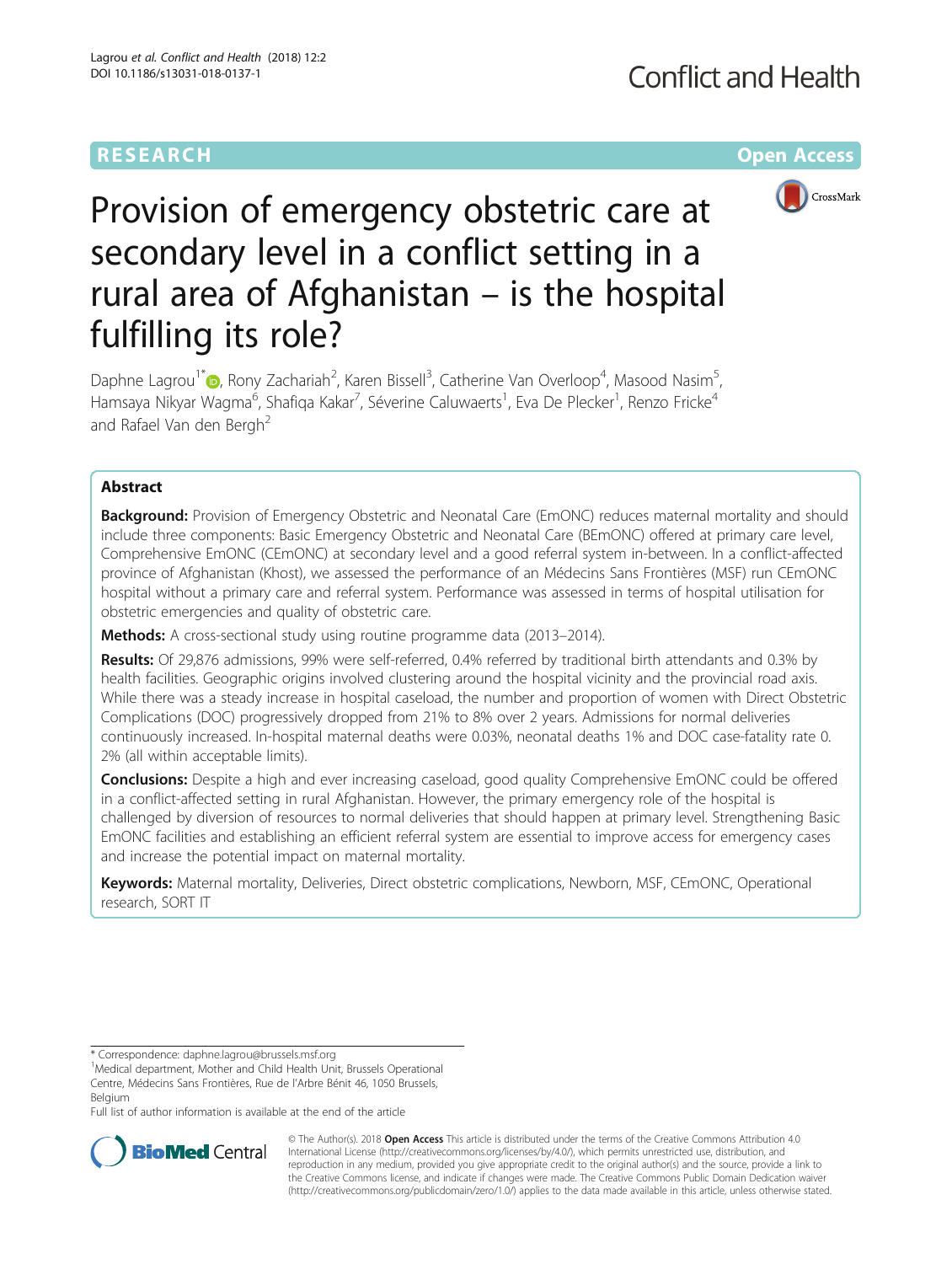RESEARCH Open Access

# Provision of emergency obstetric care at secondary level in a conflict setting in a rural area of Afghanistan – is the hospital fulfilling its role?

Daphne Lagrou[1*], Rony Zachariah[2], Karen Bissell[3], Catherine Van Overloop[4], Masood Nasim[5], Hamsaya Nikyar Wagma[6], Shafiqa Kakar[7], Séverine Caluwaerts[1], Eva De Plecker[1], Renzo Fricke[4] and Rafael Van den Bergh[2]

## Abstract

**Background:** Provision of Emergency Obstetric and Neonatal Care (EmONC) reduces maternal mortality and should include three components: Basic Emergency Obstetric and Neonatal Care (BEmONC) offered at primary care level, Comprehensive EmONC (CEmONC) at secondary level and a good referral system in-between. In a conflict-affected province of Afghanistan (Khost), we assessed the performance of an Médecins Sans Frontières (MSF) run CEmONC hospital without a primary care and referral system. Performance was assessed in terms of hospital utilisation for obstetric emergencies and quality of obstetric care.

**Methods:** A cross-sectional study using routine programme data (2013–2014).

**Results:** Of 29,876 admissions, 99% were self-referred, 0.4% referred by traditional birth attendants and 0.3% by health facilities. Geographic origins involved clustering around the hospital vicinity and the provincial road axis. While there was a steady increase in hospital caseload, the number and proportion of women with Direct Obstetric Complications (DOC) progressively dropped from 21% to 8% over 2 years. Admissions for normal deliveries continuously increased. In-hospital maternal deaths were 0.03%, neonatal deaths 1% and DOC case-fatality rate 0.2% (all within acceptable limits).

**Conclusions:** Despite a high and ever increasing caseload, good quality Comprehensive EmONC could be offered in a conflict-affected setting in rural Afghanistan. However, the primary emergency role of the hospital is challenged by diversion of resources to normal deliveries that should happen at primary level. Strengthening Basic EmONC facilities and establishing an efficient referral system are essential to improve access for emergency cases and increase the potential impact on maternal mortality.

**Keywords:** Maternal mortality, Deliveries, Direct obstetric complications, Newborn, MSF, CEmONC, Operational research, SORT IT

---

\* Correspondence: daphne.lagrou@brussels.msf.org

[1]Medical department, Mother and Child Health Unit, Brussels Operational Centre, Médecins Sans Frontières, Rue de l'Arbre Bénit 46, 1050 Brussels, Belgium

Full list of author information is available at the end of the article

© The Author(s). 2018 **Open Access** This article is distributed under the terms of the Creative Commons Attribution 4.0 International License (http://creativecommons.org/licenses/by/4.0/), which permits unrestricted use, distribution, and reproduction in any medium, provided you give appropriate credit to the original author(s) and the source, provide a link to the Creative Commons license, and indicate if changes were made. The Creative Commons Public Domain Dedication waiver (http://creativecommons.org/publicdomain/zero/1.0/) applies to the data made available in this article, unless otherwise stated.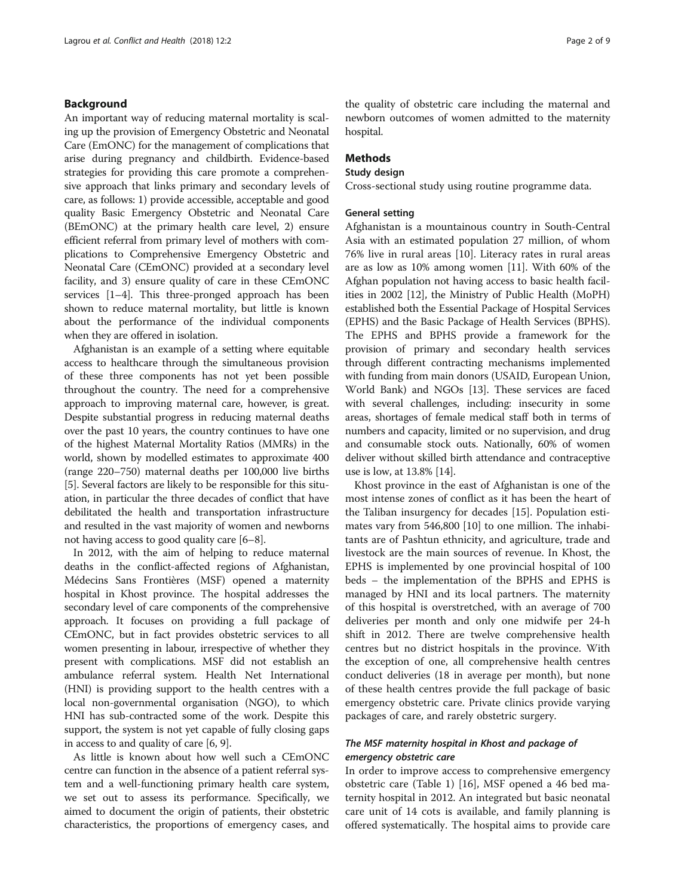## Background

An important way of reducing maternal mortality is scaling up the provision of Emergency Obstetric and Neonatal Care (EmONC) for the management of complications that arise during pregnancy and childbirth. Evidence-based strategies for providing this care promote a comprehensive approach that links primary and secondary levels of care, as follows: 1) provide accessible, acceptable and good quality Basic Emergency Obstetric and Neonatal Care (BEmONC) at the primary health care level, 2) ensure efficient referral from primary level of mothers with complications to Comprehensive Emergency Obstetric and Neonatal Care (CEmONC) provided at a secondary level facility, and 3) ensure quality of care in these CEmONC services [1–4]. This three-pronged approach has been shown to reduce maternal mortality, but little is known about the performance of the individual components when they are offered in isolation.

Afghanistan is an example of a setting where equitable access to healthcare through the simultaneous provision of these three components has not yet been possible throughout the country. The need for a comprehensive approach to improving maternal care, however, is great. Despite substantial progress in reducing maternal deaths over the past 10 years, the country continues to have one of the highest Maternal Mortality Ratios (MMRs) in the world, shown by modelled estimates to approximate 400 (range 220–750) maternal deaths per 100,000 live births [5]. Several factors are likely to be responsible for this situation, in particular the three decades of conflict that have debilitated the health and transportation infrastructure and resulted in the vast majority of women and newborns not having access to good quality care [6–8].

In 2012, with the aim of helping to reduce maternal deaths in the conflict-affected regions of Afghanistan, Médecins Sans Frontières (MSF) opened a maternity hospital in Khost province. The hospital addresses the secondary level of care components of the comprehensive approach. It focuses on providing a full package of CEmONC, but in fact provides obstetric services to all women presenting in labour, irrespective of whether they present with complications. MSF did not establish an ambulance referral system. Health Net International (HNI) is providing support to the health centres with a local non-governmental organisation (NGO), to which HNI has sub-contracted some of the work. Despite this support, the system is not yet capable of fully closing gaps in access to and quality of care [6, 9].

As little is known about how well such a CEmONC centre can function in the absence of a patient referral system and a well-functioning primary health care system, we set out to assess its performance. Specifically, we aimed to document the origin of patients, their obstetric characteristics, the proportions of emergency cases, and the quality of obstetric care including the maternal and newborn outcomes of women admitted to the maternity hospital.

## Methods

### Study design

Cross-sectional study using routine programme data.

### General setting

Afghanistan is a mountainous country in South-Central Asia with an estimated population 27 million, of whom 76% live in rural areas [10]. Literacy rates in rural areas are as low as 10% among women [11]. With 60% of the Afghan population not having access to basic health facilities in 2002 [12], the Ministry of Public Health (MoPH) established both the Essential Package of Hospital Services (EPHS) and the Basic Package of Health Services (BPHS). The EPHS and BPHS provide a framework for the provision of primary and secondary health services through different contracting mechanisms implemented with funding from main donors (USAID, European Union, World Bank) and NGOs [13]. These services are faced with several challenges, including: insecurity in some areas, shortages of female medical staff both in terms of numbers and capacity, limited or no supervision, and drug and consumable stock outs. Nationally, 60% of women deliver without skilled birth attendance and contraceptive use is low, at 13.8% [14].

Khost province in the east of Afghanistan is one of the most intense zones of conflict as it has been the heart of the Taliban insurgency for decades [15]. Population estimates vary from 546,800 [10] to one million. The inhabitants are of Pashtun ethnicity, and agriculture, trade and livestock are the main sources of revenue. In Khost, the EPHS is implemented by one provincial hospital of 100 beds – the implementation of the BPHS and EPHS is managed by HNI and its local partners. The maternity of this hospital is overstretched, with an average of 700 deliveries per month and only one midwife per 24-h shift in 2012. There are twelve comprehensive health centres but no district hospitals in the province. With the exception of one, all comprehensive health centres conduct deliveries (18 in average per month), but none of these health centres provide the full package of basic emergency obstetric care. Private clinics provide varying packages of care, and rarely obstetric surgery.

### *The MSF maternity hospital in Khost and package of emergency obstetric care*

In order to improve access to comprehensive emergency obstetric care (Table 1) [16], MSF opened a 46 bed maternity hospital in 2012. An integrated but basic neonatal care unit of 14 cots is available, and family planning is offered systematically. The hospital aims to provide care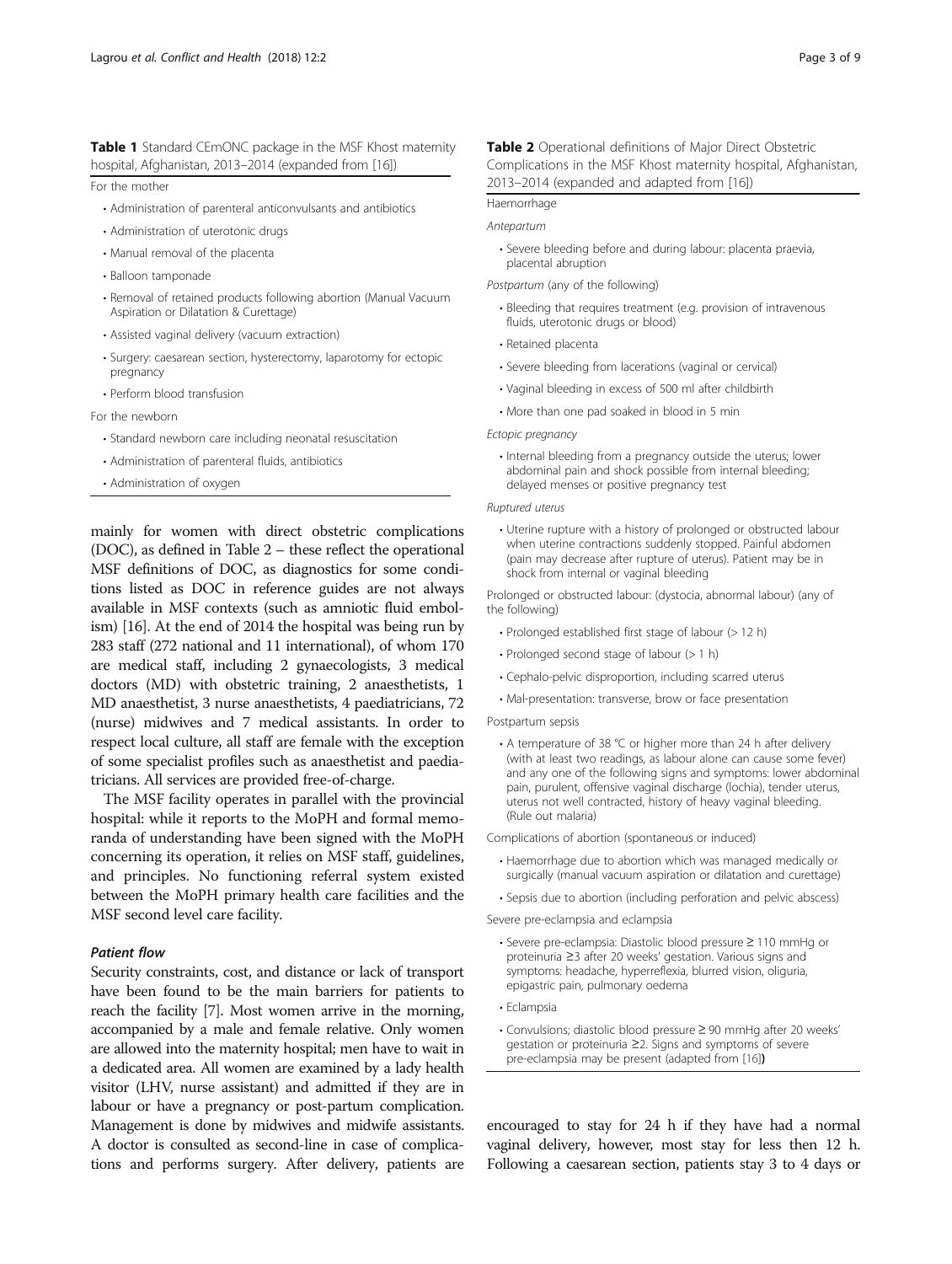**Table 1** Standard CEmONC package in the MSF Khost maternity hospital, Afghanistan, 2013–2014 (expanded from [16])

For the mother

- Administration of parenteral anticonvulsants and antibiotics
- Administration of uterotonic drugs
- Manual removal of the placenta
- Balloon tamponade
- Removal of retained products following abortion (Manual Vacuum Aspiration or Dilatation & Curettage)
- Assisted vaginal delivery (vacuum extraction)
- Surgery: caesarean section, hysterectomy, laparotomy for ectopic pregnancy
- Perform blood transfusion

For the newborn

- Standard newborn care including neonatal resuscitation
- Administration of parenteral fluids, antibiotics
- Administration of oxygen

mainly for women with direct obstetric complications (DOC), as defined in Table 2 – these reflect the operational MSF definitions of DOC, as diagnostics for some conditions listed as DOC in reference guides are not always available in MSF contexts (such as amniotic fluid embolism) [16]. At the end of 2014 the hospital was being run by 283 staff (272 national and 11 international), of whom 170 are medical staff, including 2 gynaecologists, 3 medical doctors (MD) with obstetric training, 2 anaesthetists, 1 MD anaesthetist, 3 nurse anaesthetists, 4 paediatricians, 72 (nurse) midwives and 7 medical assistants. In order to respect local culture, all staff are female with the exception of some specialist profiles such as anaesthetist and paediatricians. All services are provided free-of-charge.

The MSF facility operates in parallel with the provincial hospital: while it reports to the MoPH and formal memoranda of understanding have been signed with the MoPH concerning its operation, it relies on MSF staff, guidelines, and principles. No functioning referral system existed between the MoPH primary health care facilities and the MSF second level care facility.

### *Patient flow*

Security constraints, cost, and distance or lack of transport have been found to be the main barriers for patients to reach the facility [7]. Most women arrive in the morning, accompanied by a male and female relative. Only women are allowed into the maternity hospital; men have to wait in a dedicated area. All women are examined by a lady health visitor (LHV, nurse assistant) and admitted if they are in labour or have a pregnancy or post-partum complication. Management is done by midwives and midwife assistants. A doctor is consulted as second-line in case of complications and performs surgery. After delivery, patients are encouraged to stay for 24 h if they have had a normal vaginal delivery, however, most stay for less then 12 h. Following a caesarean section, patients stay 3 to 4 days or

**Table 2** Operational definitions of Major Direct Obstetric Complications in the MSF Khost maternity hospital, Afghanistan, 2013–2014 (expanded and adapted from [16])

Haemorrhage

*Antepartum*

- Severe bleeding before and during labour: placenta praevia, placental abruption

*Postpartum* (any of the following)

- Bleeding that requires treatment (e.g. provision of intravenous fluids, uterotonic drugs or blood)
- Retained placenta
- Severe bleeding from lacerations (vaginal or cervical)
- Vaginal bleeding in excess of 500 ml after childbirth
- More than one pad soaked in blood in 5 min

*Ectopic pregnancy*

- Internal bleeding from a pregnancy outside the uterus; lower abdominal pain and shock possible from internal bleeding; delayed menses or positive pregnancy test

*Ruptured uterus*

- Uterine rupture with a history of prolonged or obstructed labour when uterine contractions suddenly stopped. Painful abdomen (pain may decrease after rupture of uterus). Patient may be in shock from internal or vaginal bleeding

Prolonged or obstructed labour: (dystocia, abnormal labour) (any of the following)

- Prolonged established first stage of labour (> 12 h)
- Prolonged second stage of labour (> 1 h)
- Cephalo-pelvic disproportion, including scarred uterus
- Mal-presentation: transverse, brow or face presentation

Postpartum sepsis

- A temperature of 38 °C or higher more than 24 h after delivery (with at least two readings, as labour alone can cause some fever) and any one of the following signs and symptoms: lower abdominal pain, purulent, offensive vaginal discharge (lochia), tender uterus, uterus not well contracted, history of heavy vaginal bleeding. (Rule out malaria)

Complications of abortion (spontaneous or induced)

- Haemorrhage due to abortion which was managed medically or surgically (manual vacuum aspiration or dilatation and curettage)
- Sepsis due to abortion (including perforation and pelvic abscess)

Severe pre-eclampsia and eclampsia

- Severe pre-eclampsia: Diastolic blood pressure ≥ 110 mmHg or proteinuria ≥3 after 20 weeks' gestation. Various signs and symptoms: headache, hyperreflexia, blurred vision, oliguria, epigastric pain, pulmonary oedema
- Eclampsia
- Convulsions; diastolic blood pressure ≥ 90 mmHg after 20 weeks' gestation or proteinuria ≥2. Signs and symptoms of severe pre-eclampsia may be present (adapted from [16])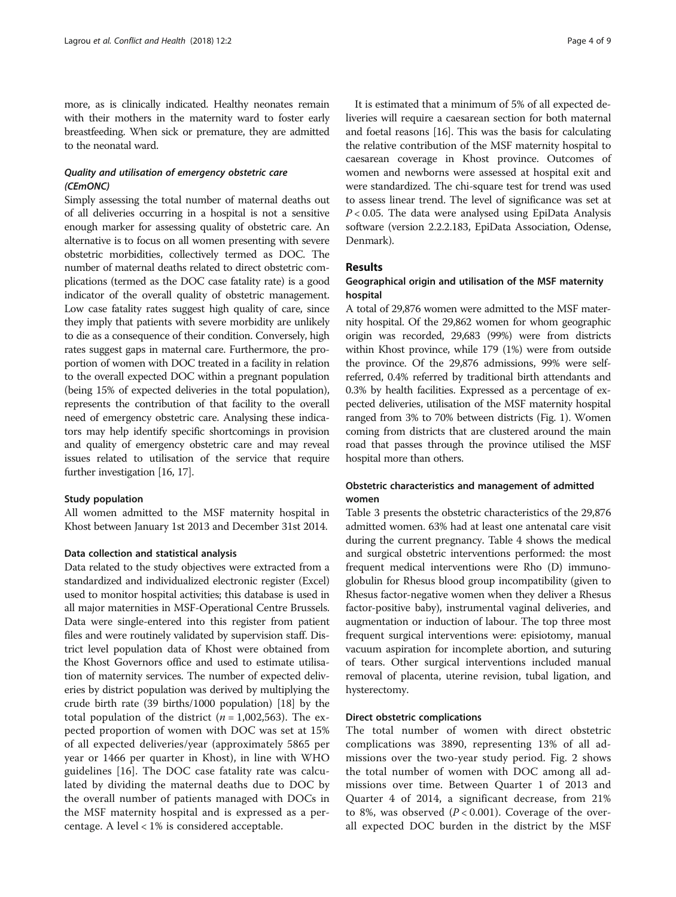more, as is clinically indicated. Healthy neonates remain with their mothers in the maternity ward to foster early breastfeeding. When sick or premature, they are admitted to the neonatal ward.

#### *Quality and utilisation of emergency obstetric care (CEmONC)*

Simply assessing the total number of maternal deaths out of all deliveries occurring in a hospital is not a sensitive enough marker for assessing quality of obstetric care. An alternative is to focus on all women presenting with severe obstetric morbidities, collectively termed as DOC. The number of maternal deaths related to direct obstetric complications (termed as the DOC case fatality rate) is a good indicator of the overall quality of obstetric management. Low case fatality rates suggest high quality of care, since they imply that patients with severe morbidity are unlikely to die as a consequence of their condition. Conversely, high rates suggest gaps in maternal care. Furthermore, the proportion of women with DOC treated in a facility in relation to the overall expected DOC within a pregnant population (being 15% of expected deliveries in the total population), represents the contribution of that facility to the overall need of emergency obstetric care. Analysing these indicators may help identify specific shortcomings in provision and quality of emergency obstetric care and may reveal issues related to utilisation of the service that require further investigation [16, 17].

### Study population

All women admitted to the MSF maternity hospital in Khost between January 1st 2013 and December 31st 2014.

### Data collection and statistical analysis

Data related to the study objectives were extracted from a standardized and individualized electronic register (Excel) used to monitor hospital activities; this database is used in all major maternities in MSF-Operational Centre Brussels. Data were single-entered into this register from patient files and were routinely validated by supervision staff. District level population data of Khost were obtained from the Khost Governors office and used to estimate utilisation of maternity services. The number of expected deliveries by district population was derived by multiplying the crude birth rate (39 births/1000 population) [18] by the total population of the district ($n = 1{,}002{,}563$). The expected proportion of women with DOC was set at 15% of all expected deliveries/year (approximately 5865 per year or 1466 per quarter in Khost), in line with WHO guidelines [16]. The DOC case fatality rate was calculated by dividing the maternal deaths due to DOC by the overall number of patients managed with DOCs in the MSF maternity hospital and is expressed as a percentage. A level < 1% is considered acceptable.

It is estimated that a minimum of 5% of all expected deliveries will require a caesarean section for both maternal and foetal reasons [16]. This was the basis for calculating the relative contribution of the MSF maternity hospital to caesarean coverage in Khost province. Outcomes of women and newborns were assessed at hospital exit and were standardized. The chi-square test for trend was used to assess linear trend. The level of significance was set at $P < 0.05$. The data were analysed using EpiData Analysis software (version 2.2.2.183, EpiData Association, Odense, Denmark).

## Results

### Geographical origin and utilisation of the MSF maternity hospital

A total of 29,876 women were admitted to the MSF maternity hospital. Of the 29,862 women for whom geographic origin was recorded, 29,683 (99%) were from districts within Khost province, while 179 (1%) were from outside the province. Of the 29,876 admissions, 99% were self-referred, 0.4% referred by traditional birth attendants and 0.3% by health facilities. Expressed as a percentage of expected deliveries, utilisation of the MSF maternity hospital ranged from 3% to 70% between districts (Fig. 1). Women coming from districts that are clustered around the main road that passes through the province utilised the MSF hospital more than others.

### Obstetric characteristics and management of admitted women

Table 3 presents the obstetric characteristics of the 29,876 admitted women. 63% had at least one antenatal care visit during the current pregnancy. Table 4 shows the medical and surgical obstetric interventions performed: the most frequent medical interventions were Rho (D) immunoglobulin for Rhesus blood group incompatibility (given to Rhesus factor-negative women when they deliver a Rhesus factor-positive baby), instrumental vaginal deliveries, and augmentation or induction of labour. The top three most frequent surgical interventions were: episiotomy, manual vacuum aspiration for incomplete abortion, and suturing of tears. Other surgical interventions included manual removal of placenta, uterine revision, tubal ligation, and hysterectomy.

### Direct obstetric complications

The total number of women with direct obstetric complications was 3890, representing 13% of all admissions over the two-year study period. Fig. 2 shows the total number of women with DOC among all admissions over time. Between Quarter 1 of 2013 and Quarter 4 of 2014, a significant decrease, from 21% to 8%, was observed ($P < 0.001$). Coverage of the overall expected DOC burden in the district by the MSF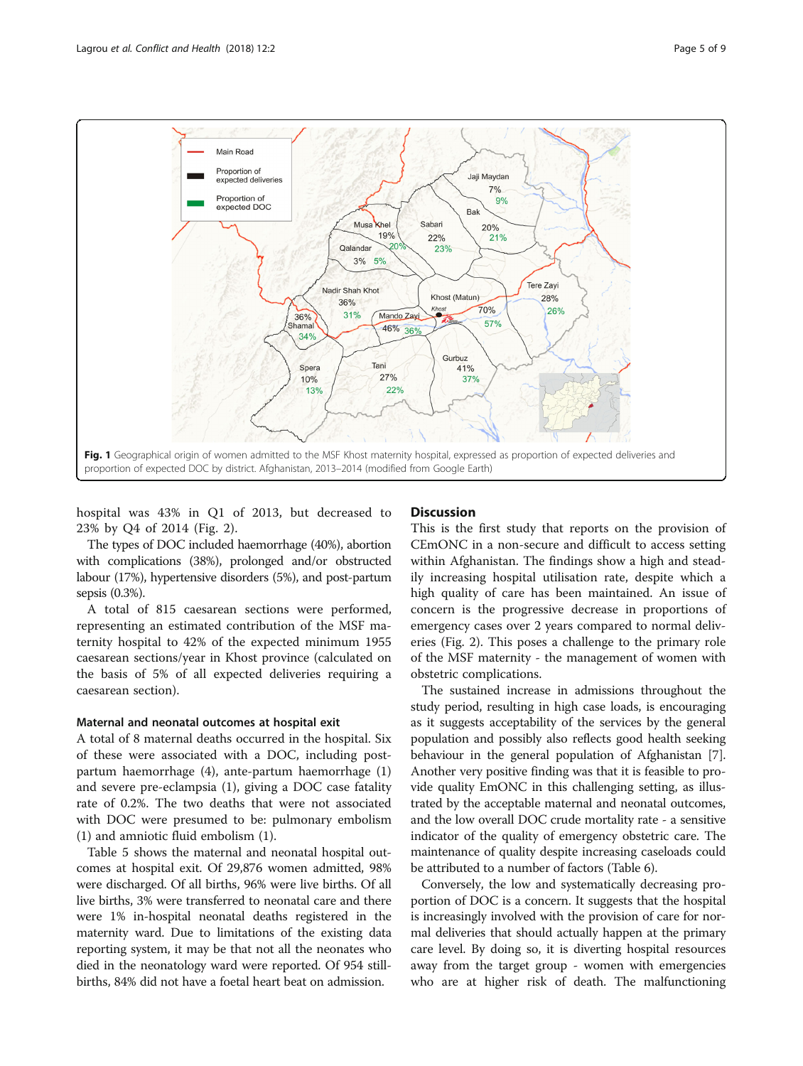**Fig. 1** Geographical origin of women admitted to the MSF Khost maternity hospital, expressed as proportion of expected deliveries and proportion of expected DOC by district. Afghanistan, 2013–2014 (modified from Google Earth)

hospital was 43% in Q1 of 2013, but decreased to 23% by Q4 of 2014 (Fig. 2).

The types of DOC included haemorrhage (40%), abortion with complications (38%), prolonged and/or obstructed labour (17%), hypertensive disorders (5%), and post-partum sepsis (0.3%).

A total of 815 caesarean sections were performed, representing an estimated contribution of the MSF maternity hospital to 42% of the expected minimum 1955 caesarean sections/year in Khost province (calculated on the basis of 5% of all expected deliveries requiring a caesarean section).

### Maternal and neonatal outcomes at hospital exit

A total of 8 maternal deaths occurred in the hospital. Six of these were associated with a DOC, including post-partum haemorrhage (4), ante-partum haemorrhage (1) and severe pre-eclampsia (1), giving a DOC case fatality rate of 0.2%. The two deaths that were not associated with DOC were presumed to be: pulmonary embolism (1) and amniotic fluid embolism (1).

Table 5 shows the maternal and neonatal hospital outcomes at hospital exit. Of 29,876 women admitted, 98% were discharged. Of all births, 96% were live births. Of all live births, 3% were transferred to neonatal care and there were 1% in-hospital neonatal deaths registered in the maternity ward. Due to limitations of the existing data reporting system, it may be that not all the neonates who died in the neonatology ward were reported. Of 954 stillbirths, 84% did not have a foetal heart beat on admission.

## Discussion

This is the first study that reports on the provision of CEmONC in a non-secure and difficult to access setting within Afghanistan. The findings show a high and steadily increasing hospital utilisation rate, despite which a high quality of care has been maintained. An issue of concern is the progressive decrease in proportions of emergency cases over 2 years compared to normal deliveries (Fig. 2). This poses a challenge to the primary role of the MSF maternity - the management of women with obstetric complications.

The sustained increase in admissions throughout the study period, resulting in high case loads, is encouraging as it suggests acceptability of the services by the general population and possibly also reflects good health seeking behaviour in the general population of Afghanistan [7]. Another very positive finding was that it is feasible to provide quality EmONC in this challenging setting, as illustrated by the acceptable maternal and neonatal outcomes, and the low overall DOC crude mortality rate - a sensitive indicator of the quality of emergency obstetric care. The maintenance of quality despite increasing caseloads could be attributed to a number of factors (Table 6).

Conversely, the low and systematically decreasing proportion of DOC is a concern. It suggests that the hospital is increasingly involved with the provision of care for normal deliveries that should actually happen at the primary care level. By doing so, it is diverting hospital resources away from the target group - women with emergencies who are at higher risk of death. The malfunctioning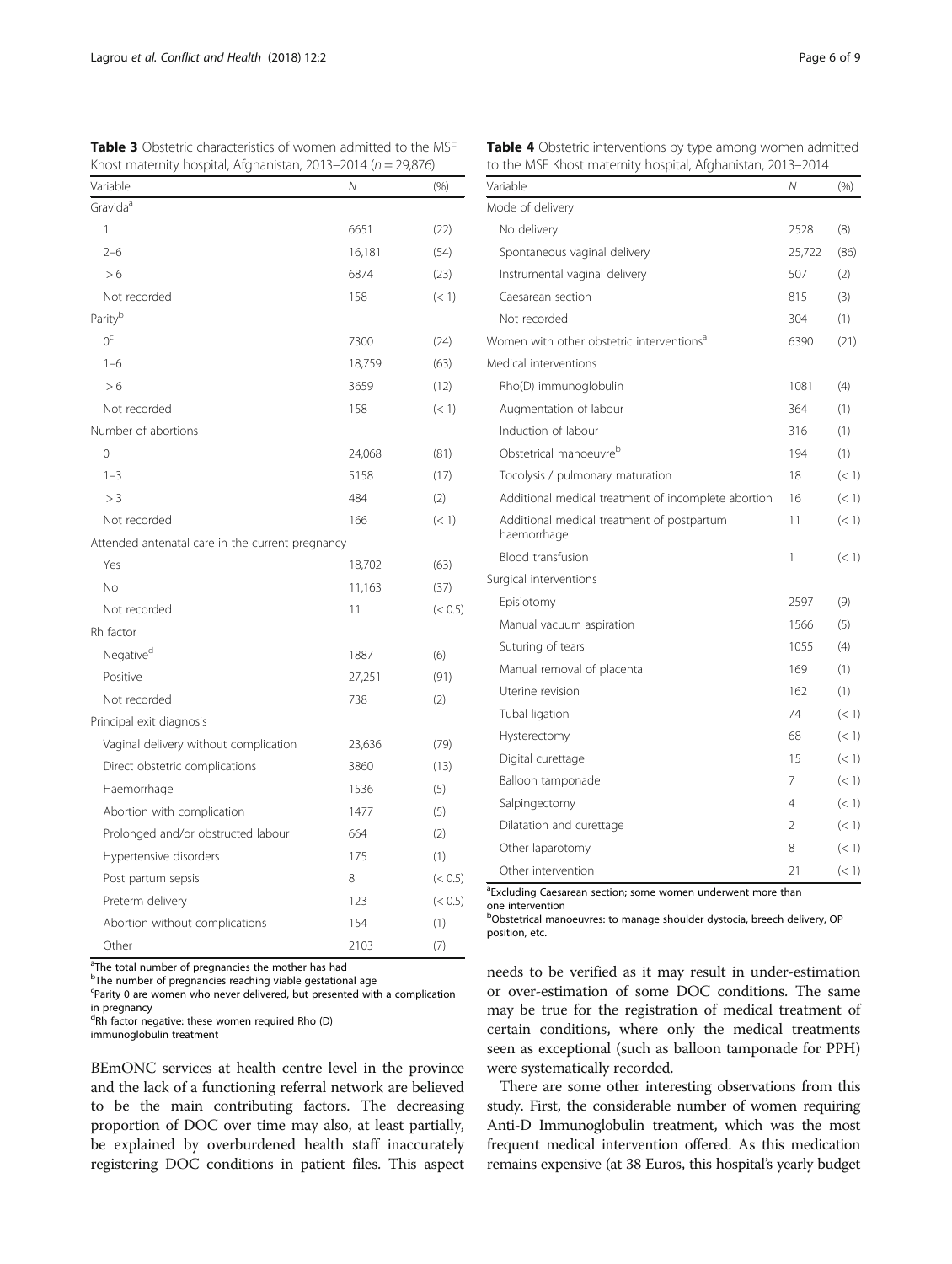**Table 3** Obstetric characteristics of women admitted to the MSF Khost maternity hospital, Afghanistan, 2013–2014 ($n = 29,876$)

| Variable | N | (%) |
|---|---|---|
| Gravida[a] | | |
| 1 | 6651 | (22) |
| 2–6 | 16,181 | (54) |
| > 6 | 6874 | (23) |
| Not recorded | 158 | (< 1) |
| Parity[b] | | |
| 0[c] | 7300 | (24) |
| 1–6 | 18,759 | (63) |
| > 6 | 3659 | (12) |
| Not recorded | 158 | (< 1) |
| Number of abortions | | |
| 0 | 24,068 | (81) |
| 1–3 | 5158 | (17) |
| > 3 | 484 | (2) |
| Not recorded | 166 | (< 1) |
| Attended antenatal care in the current pregnancy | | |
| Yes | 18,702 | (63) |
| No | 11,163 | (37) |
| Not recorded | 11 | (< 0.5) |
| Rh factor | | |
| Negative[d] | 1887 | (6) |
| Positive | 27,251 | (91) |
| Not recorded | 738 | (2) |
| Principal exit diagnosis | | |
| Vaginal delivery without complication | 23,636 | (79) |
| Direct obstetric complications | 3860 | (13) |
| Haemorrhage | 1536 | (5) |
| Abortion with complication | 1477 | (5) |
| Prolonged and/or obstructed labour | 664 | (2) |
| Hypertensive disorders | 175 | (1) |
| Post partum sepsis | 8 | (< 0.5) |
| Preterm delivery | 123 | (< 0.5) |
| Abortion without complications | 154 | (1) |
| Other | 2103 | (7) |

[a]The total number of pregnancies the mother has had
[b]The number of pregnancies reaching viable gestational age
[c]Parity 0 are women who never delivered, but presented with a complication in pregnancy
[d]Rh factor negative: these women required Rho (D) immunoglobulin treatment

**Table 4** Obstetric interventions by type among women admitted to the MSF Khost maternity hospital, Afghanistan, 2013–2014

| Variable | N | (%) |
|---|---|---|
| Mode of delivery | | |
| No delivery | 2528 | (8) |
| Spontaneous vaginal delivery | 25,722 | (86) |
| Instrumental vaginal delivery | 507 | (2) |
| Caesarean section | 815 | (3) |
| Not recorded | 304 | (1) |
| Women with other obstetric interventions[a] | 6390 | (21) |
| Medical interventions | | |
| Rho(D) immunoglobulin | 1081 | (4) |
| Augmentation of labour | 364 | (1) |
| Induction of labour | 316 | (1) |
| Obstetrical manoeuvre[b] | 194 | (1) |
| Tocolysis / pulmonary maturation | 18 | (< 1) |
| Additional medical treatment of incomplete abortion | 16 | (< 1) |
| Additional medical treatment of postpartum haemorrhage | 11 | (< 1) |
| Blood transfusion | 1 | (< 1) |
| Surgical interventions | | |
| Episiotomy | 2597 | (9) |
| Manual vacuum aspiration | 1566 | (5) |
| Suturing of tears | 1055 | (4) |
| Manual removal of placenta | 169 | (1) |
| Uterine revision | 162 | (1) |
| Tubal ligation | 74 | (< 1) |
| Hysterectomy | 68 | (< 1) |
| Digital curettage | 15 | (< 1) |
| Balloon tamponade | 7 | (< 1) |
| Salpingectomy | 4 | (< 1) |
| Dilatation and curettage | 2 | (< 1) |
| Other laparotomy | 8 | (< 1) |
| Other intervention | 21 | (< 1) |

[a]Excluding Caesarean section; some women underwent more than one intervention
[b]Obstetrical manoeuvres: to manage shoulder dystocia, breech delivery, OP position, etc.

BEmONC services at health centre level in the province and the lack of a functioning referral network are believed to be the main contributing factors. The decreasing proportion of DOC over time may also, at least partially, be explained by overburdened health staff inaccurately registering DOC conditions in patient files. This aspect needs to be verified as it may result in under-estimation or over-estimation of some DOC conditions. The same may be true for the registration of medical treatment of certain conditions, where only the medical treatments seen as exceptional (such as balloon tamponade for PPH) were systematically recorded.

There are some other interesting observations from this study. First, the considerable number of women requiring Anti-D Immunoglobulin treatment, which was the most frequent medical intervention offered. As this medication remains expensive (at 38 Euros, this hospital's yearly budget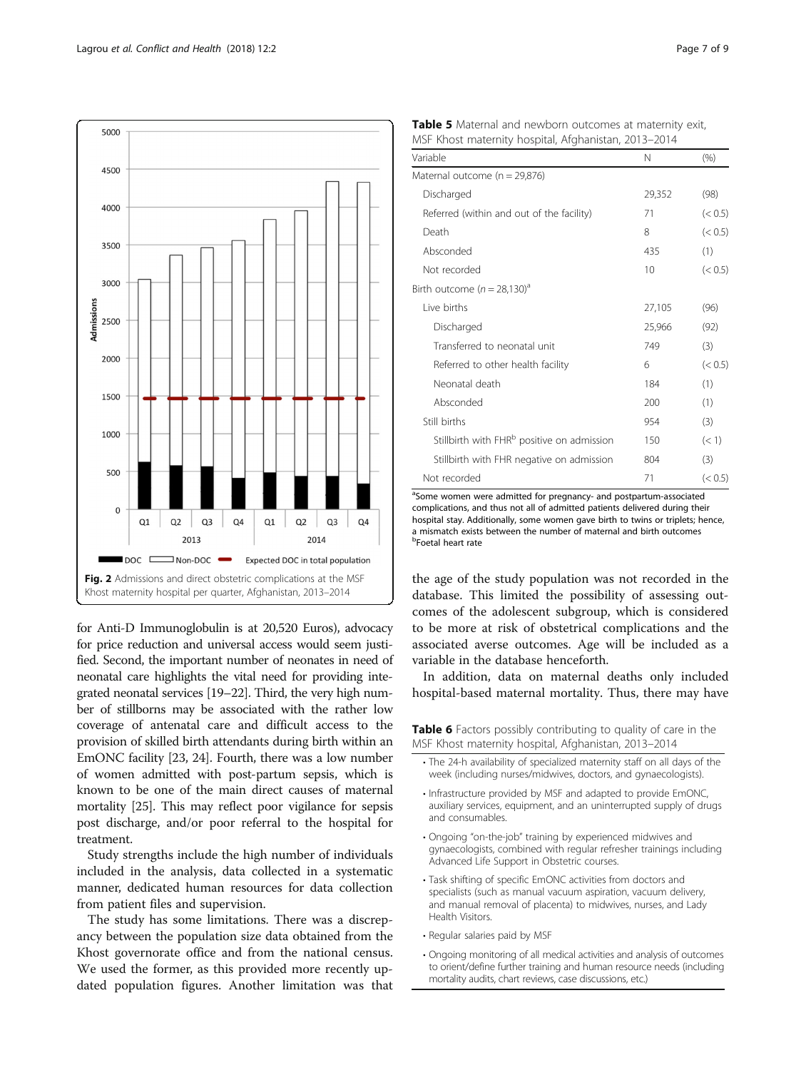Fig. 2 Admissions and direct obstetric complications at the MSF Khost maternity hospital per quarter, Afghanistan, 2013–2014

for Anti-D Immunoglobulin is at 20,520 Euros), advocacy for price reduction and universal access would seem justified. Second, the important number of neonates in need of neonatal care highlights the vital need for providing integrated neonatal services [19–22]. Third, the very high number of stillborns may be associated with the rather low coverage of antenatal care and difficult access to the provision of skilled birth attendants during birth within an EmONC facility [23, 24]. Fourth, there was a low number of women admitted with post-partum sepsis, which is known to be one of the main direct causes of maternal mortality [25]. This may reflect poor vigilance for sepsis post discharge, and/or poor referral to the hospital for treatment.

Study strengths include the high number of individuals included in the analysis, data collected in a systematic manner, dedicated human resources for data collection from patient files and supervision.

The study has some limitations. There was a discrepancy between the population size data obtained from the Khost governorate office and from the national census. We used the former, as this provided more recently updated population figures. Another limitation was that the age of the study population was not recorded in the database. This limited the possibility of assessing outcomes of the adolescent subgroup, which is considered to be more at risk of obstetrical complications and the associated averse outcomes. Age will be included as a variable in the database henceforth.

In addition, data on maternal deaths only included hospital-based maternal mortality. Thus, there may have

**Table 5** Maternal and newborn outcomes at maternity exit, MSF Khost maternity hospital, Afghanistan, 2013–2014

| Variable | N | (%) |
|---|---|---|
| Maternal outcome (n = 29,876) | | |
| Discharged | 29,352 | (98) |
| Referred (within and out of the facility) | 71 | (< 0.5) |
| Death | 8 | (< 0.5) |
| Absconded | 435 | (1) |
| Not recorded | 10 | (< 0.5) |
| Birth outcome (*n* = 28,130)[a] | | |
| Live births | 27,105 | (96) |
| Discharged | 25,966 | (92) |
| Transferred to neonatal unit | 749 | (3) |
| Referred to other health facility | 6 | (< 0.5) |
| Neonatal death | 184 | (1) |
| Absconded | 200 | (1) |
| Still births | 954 | (3) |
| Stillbirth with FHR[b] positive on admission | 150 | (< 1) |
| Stillbirth with FHR negative on admission | 804 | (3) |
| Not recorded | 71 | (< 0.5) |

[a]Some women were admitted for pregnancy- and postpartum-associated complications, and thus not all of admitted patients delivered during their hospital stay. Additionally, some women gave birth to twins or triplets; hence, a mismatch exists between the number of maternal and birth outcomes
[b]Foetal heart rate

**Table 6** Factors possibly contributing to quality of care in the MSF Khost maternity hospital, Afghanistan, 2013–2014

- The 24-h availability of specialized maternity staff on all days of the week (including nurses/midwives, doctors, and gynaecologists).
- Infrastructure provided by MSF and adapted to provide EmONC, auxiliary services, equipment, and an uninterrupted supply of drugs and consumables.
- Ongoing "on-the-job" training by experienced midwives and gynaecologists, combined with regular refresher trainings including Advanced Life Support in Obstetric courses.
- Task shifting of specific EmONC activities from doctors and specialists (such as manual vacuum aspiration, vacuum delivery, and manual removal of placenta) to midwives, nurses, and Lady Health Visitors.
- Regular salaries paid by MSF
- Ongoing monitoring of all medical activities and analysis of outcomes to orient/define further training and human resource needs (including mortality audits, chart reviews, case discussions, etc.)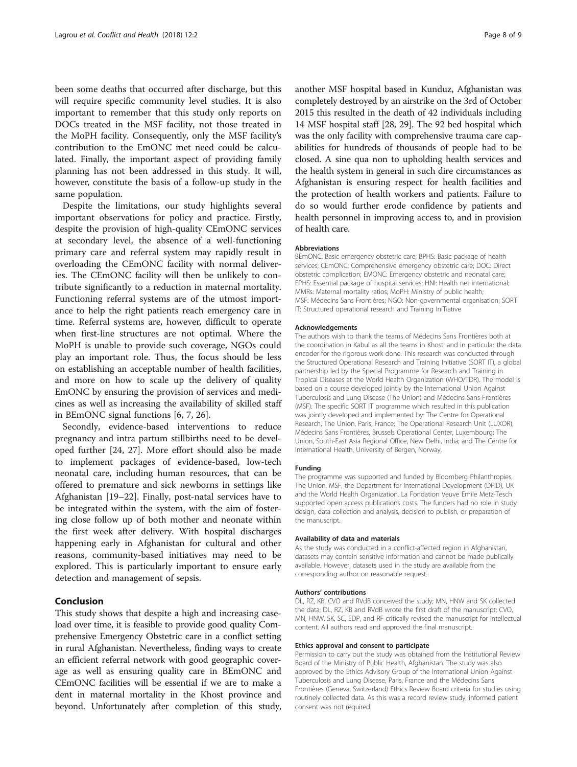been some deaths that occurred after discharge, but this will require specific community level studies. It is also important to remember that this study only reports on DOCs treated in the MSF facility, not those treated in the MoPH facility. Consequently, only the MSF facility's contribution to the EmONC met need could be calculated. Finally, the important aspect of providing family planning has not been addressed in this study. It will, however, constitute the basis of a follow-up study in the same population.

Despite the limitations, our study highlights several important observations for policy and practice. Firstly, despite the provision of high-quality CEmONC services at secondary level, the absence of a well-functioning primary care and referral system may rapidly result in overloading the CEmONC facility with normal deliveries. The CEmONC facility will then be unlikely to contribute significantly to a reduction in maternal mortality. Functioning referral systems are of the utmost importance to help the right patients reach emergency care in time. Referral systems are, however, difficult to operate when first-line structures are not optimal. Where the MoPH is unable to provide such coverage, NGOs could play an important role. Thus, the focus should be less on establishing an acceptable number of health facilities, and more on how to scale up the delivery of quality EmONC by ensuring the provision of services and medicines as well as increasing the availability of skilled staff in BEmONC signal functions [6, 7, 26].

Secondly, evidence-based interventions to reduce pregnancy and intra partum stillbirths need to be developed further [24, 27]. More effort should also be made to implement packages of evidence-based, low-tech neonatal care, including human resources, that can be offered to premature and sick newborns in settings like Afghanistan [19–22]. Finally, post-natal services have to be integrated within the system, with the aim of fostering close follow up of both mother and neonate within the first week after delivery. With hospital discharges happening early in Afghanistan for cultural and other reasons, community-based initiatives may need to be explored. This is particularly important to ensure early detection and management of sepsis.

## Conclusion

This study shows that despite a high and increasing caseload over time, it is feasible to provide good quality Comprehensive Emergency Obstetric care in a conflict setting in rural Afghanistan. Nevertheless, finding ways to create an efficient referral network with good geographic coverage as well as ensuring quality care in BEmONC and CEmONC facilities will be essential if we are to make a dent in maternal mortality in the Khost province and beyond. Unfortunately after completion of this study, another MSF hospital based in Kunduz, Afghanistan was completely destroyed by an airstrike on the 3rd of October 2015 this resulted in the death of 42 individuals including 14 MSF hospital staff [28, 29]. The 92 bed hospital which was the only facility with comprehensive trauma care capabilities for hundreds of thousands of people had to be closed. A sine qua non to upholding health services and the health system in general in such dire circumstances as Afghanistan is ensuring respect for health facilities and the protection of health workers and patients. Failure to do so would further erode confidence by patients and health personnel in improving access to, and in provision of health care.

#### Abbreviations

BEmONC: Basic emergency obstetric care; BPHS: Basic package of health services; CEmONC: Comprehensive emergency obstetric care; DOC: Direct obstetric complication; EMONC: Emergency obstetric and neonatal care; EPHS: Essential package of hospital services; HNI: Health net international; MMRs: Maternal mortality ratios; MoPH: Ministry of public health; MSF: Médecins Sans Frontières; NGO: Non-governmental organisation; SORT IT: Structured operational research and Training IniTiative

#### Acknowledgements

The authors wish to thank the teams of Médecins Sans Frontières both at the coordination in Kabul as all the teams in Khost, and in particular the data encoder for the rigorous work done. This research was conducted through the Structured Operational Research and Training Initiative (SORT IT), a global partnership led by the Special Programme for Research and Training in Tropical Diseases at the World Health Organization (WHO/TDR). The model is based on a course developed jointly by the International Union Against Tuberculosis and Lung Disease (The Union) and Médecins Sans Frontières (MSF). The specific SORT IT programme which resulted in this publication was jointly developed and implemented by: The Centre for Operational Research, The Union, Paris, France; The Operational Research Unit (LUXOR), Médecins Sans Frontières, Brussels Operational Center, Luxembourg; The Union, South-East Asia Regional Office, New Delhi, India; and The Centre for International Health, University of Bergen, Norway.

#### Funding

The programme was supported and funded by Bloomberg Philanthropies, The Union, MSF, the Department for International Development (DFID), UK and the World Health Organization. La Fondation Veuve Emile Metz-Tesch supported open access publications costs. The funders had no role in study design, data collection and analysis, decision to publish, or preparation of the manuscript.

#### Availability of data and materials

As the study was conducted in a conflict-affected region in Afghanistan, datasets may contain sensitive information and cannot be made publically available. However, datasets used in the study are available from the corresponding author on reasonable request.

#### Authors' contributions

DL, RZ, KB, CVO and RVdB conceived the study; MN, HNW and SK collected the data; DL, RZ, KB and RVdB wrote the first draft of the manuscript; CVO, MN, HNW, SK, SC, EDP, and RF critically revised the manuscript for intellectual content. All authors read and approved the final manuscript.

#### Ethics approval and consent to participate

Permission to carry out the study was obtained from the Institutional Review Board of the Ministry of Public Health, Afghanistan. The study was also approved by the Ethics Advisory Group of the International Union Against Tuberculosis and Lung Disease, Paris, France and the Médecins Sans Frontières (Geneva, Switzerland) Ethics Review Board criteria for studies using routinely collected data. As this was a record review study, informed patient consent was not required.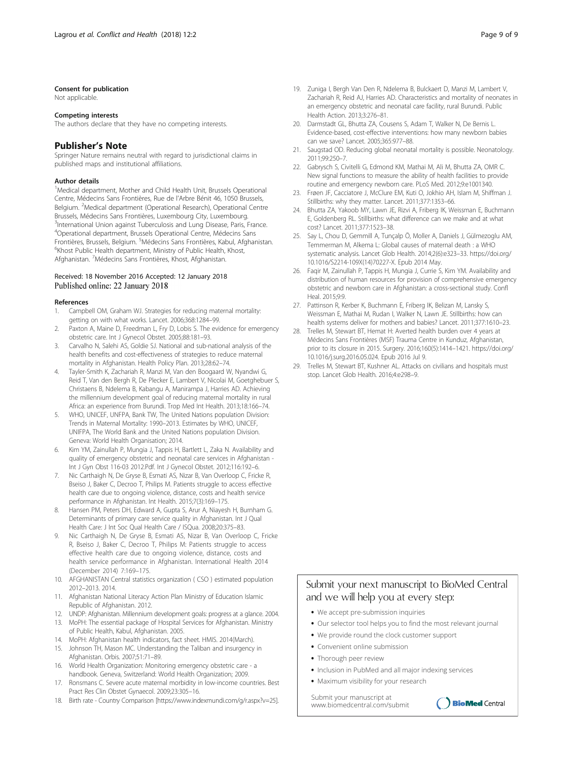#### Consent for publication

Not applicable.

#### Competing interests

The authors declare that they have no competing interests.

## Publisher's Note

Springer Nature remains neutral with regard to jurisdictional claims in published maps and institutional affiliations.

#### Author details

[1]Medical department, Mother and Child Health Unit, Brussels Operational Centre, Médecins Sans Frontières, Rue de l'Arbre Bénit 46, 1050 Brussels, Belgium. [2]Medical department (Operational Research), Operational Centre Brussels, Médecins Sans Frontières, Luxembourg City, Luxembourg. [3]International Union against Tuberculosis and Lung Disease, Paris, France. [4]Operational department, Brussels Operational Centre, Médecins Sans Frontières, Brussels, Belgium. [5]Médecins Sans Frontières, Kabul, Afghanistan. [6]Khost Public Health department, Ministry of Public Health, Khost, Afghanistan. [7]Médecins Sans Frontières, Khost, Afghanistan.

Received: 18 November 2016 Accepted: 12 January 2018
Published online: 22 January 2018

#### References

1. Campbell OM, Graham WJ. Strategies for reducing maternal mortality: getting on with what works. Lancet. 2006;368:1284–99.
2. Paxton A, Maine D, Freedman L, Fry D, Lobis S. The evidence for emergency obstetric care. Int J Gynecol Obstet. 2005;88:181–93.
3. Carvalho N, Salehi AS, Goldie SJ. National and sub-national analysis of the health benefits and cost-effectiveness of strategies to reduce maternal mortality in Afghanistan. Health Policy Plan. 2013;28:62–74.
4. Tayler-Smith K, Zachariah R, Manzi M, Van den Boogaard W, Nyandwi G, Reid T, Van den Bergh R, De Plecker E, Lambert V, Nicolai M, Goetghebuer S, Christaens B, Ndelema B, Kabangu A, Manirampa J, Harries AD. Achieving the millennium development goal of reducing maternal mortality in rural Africa: an experience from Burundi. Trop Med Int Health. 2013;18:166–74.
5. WHO, UNICEF, UNFPA, Bank TW, The United Nations population Division: Trends in Maternal Mortality: 1990–2013. Estimates by WHO, UNICEF, UNFPA, The World Bank and the United Nations population Division. Geneva: World Health Organisation; 2014.
6. Kim YM, Zainullah P, Mungia J, Tappis H, Bartlett L, Zaka N. Availability and quality of emergency obstetric and neonatal care services in Afghanistan - Int J Gyn Obst 116-03 2012.Pdf. Int J Gynecol Obstet. 2012;116:192–6.
7. Nic Carthaigh N, De Gryse B, Esmati AS, Nizar B, Van Overloop C, Fricke R, Bseiso J, Baker C, Decroo T, Philips M. Patients struggle to access effective health care due to ongoing violence, distance, costs and health service performance in Afghanistan. Int Health. 2015;7(3):169–175.
8. Hansen PM, Peters DH, Edward A, Gupta S, Arur A, Niayesh H, Burnham G. Determinants of primary care service quality in Afghanistan. Int J Qual Health Care: J Int Soc Qual Health Care / ISQua. 2008;20:375–83.
9. Nic Carthaigh N, De Gryse B, Esmati AS, Nizar B, Van Overloop C, Fricke R, Bseiso J, Baker C, Decroo T, Philips M: Patients struggle to access effective health care due to ongoing violence, distance, costs and health service performance in Afghanistan. International Health 2014 (December 2014) 7:169–175.
10. AFGHANISTAN Central statistics organization ( CSO ) estimated population 2012–2013. 2014.
11. Afghanistan National Literacy Action Plan Ministry of Education Islamic Republic of Afghanistan. 2012.
12. UNDP: Afghanistan. Millennium development goals: progress at a glance. 2004.
13. MoPH: The essential package of Hospital Services for Afghanistan. Ministry of Public Health, Kabul, Afghanistan. 2005.
14. MoPH: Afghanistan health indicators, fact sheet. HMIS. 2014(March).
15. Johnson TH, Mason MC. Understanding the Taliban and insurgency in Afghanistan. Orbis. 2007;51:71–89.
16. World Health Organization: Monitoring emergency obstetric care - a handbook. Geneva, Switzerland: World Health Organization; 2009.
17. Ronsmans C. Severe acute maternal morbidity in low-income countries. Best Pract Res Clin Obstet Gynaecol. 2009;23:305–16.
18. Birth rate - Country Comparison [https://www.indexmundi.com/g/r.aspx?v=25].
19. Zuniga I, Bergh Van Den R, Ndelema B, Bulckaert D, Manzi M, Lambert V, Zachariah R, Reid AJ, Harries AD. Characteristics and mortality of neonates in an emergency obstetric and neonatal care facility, rural Burundi. Public Health Action. 2013;3:276–81.
20. Darmstadt GL, Bhutta ZA, Cousens S, Adam T, Walker N, De Bernis L. Evidence-based, cost-effective interventions: how many newborn babies can we save? Lancet. 2005;365:977–88.
21. Saugstad OD. Reducing global neonatal mortality is possible. Neonatology. 2011;99:250–7.
22. Gabrysch S, Civitelli G, Edmond KM, Mathai M, Ali M, Bhutta ZA, OMR C. New signal functions to measure the ability of health facilities to provide routine and emergency newborn care. PLoS Med. 2012;9:e1001340.
23. Frøen JF, Cacciatore J, McClure EM, Kuti O, Jokhio AH, Islam M, Shiffman J. Stillbirths: why they matter. Lancet. 2011;377:1353–66.
24. Bhutta ZA, Yakoob MY, Lawn JE, Rizvi A, Friberg IK, Weissman E, Buchmann E, Goldenberg RL. Stillbirths: what difference can we make and at what cost? Lancet. 2011;377:1523–38.
25. Say L, Chou D, Gemmill A, Tunçalp Ö, Moller A, Daniels J, Gülmezoglu AM, Temmerman M, Alkema L: Global causes of maternal death : a WHO systematic analysis. Lancet Glob Health. 2014;2(6):e323–33. https://doi.org/10.1016/S2214-109X(14)70227-X. Epub 2014 May.
26. Faqir M, Zainullah P, Tappis H, Mungia J, Currie S, Kim YM. Availability and distribution of human resources for provision of comprehensive emergency obstetric and newborn care in Afghanistan: a cross-sectional study. Confl Heal. 2015;9:9.
27. Pattinson R, Kerber K, Buchmann E, Friberg IK, Belizan M, Lansky S, Weissman E, Mathai M, Rudan I, Walker N, Lawn JE. Stillbirths: how can health systems deliver for mothers and babies? Lancet. 2011;377:1610–23.
28. Trelles M, Stewart BT, Hemat H: Averted health burden over 4 years at Médecins Sans Frontières (MSF) Trauma Centre in Kunduz, Afghanistan, prior to its closure in 2015. Surgery. 2016;160(5):1414–1421. https://doi.org/10.1016/j.surg.2016.05.024. Epub 2016 Jul 9.
29. Trelles M, Stewart BT, Kushner AL. Attacks on civilians and hospitals must stop. Lancet Glob Health. 2016;4:e298–9.

Submit your next manuscript to BioMed Central and we will help you at every step:

- We accept pre-submission inquiries
- Our selector tool helps you to find the most relevant journal
- We provide round the clock customer support
- Convenient online submission
- Thorough peer review
- Inclusion in PubMed and all major indexing services
- Maximum visibility for your research

Submit your manuscript at
www.biomedcentral.com/submit

BioMed Central